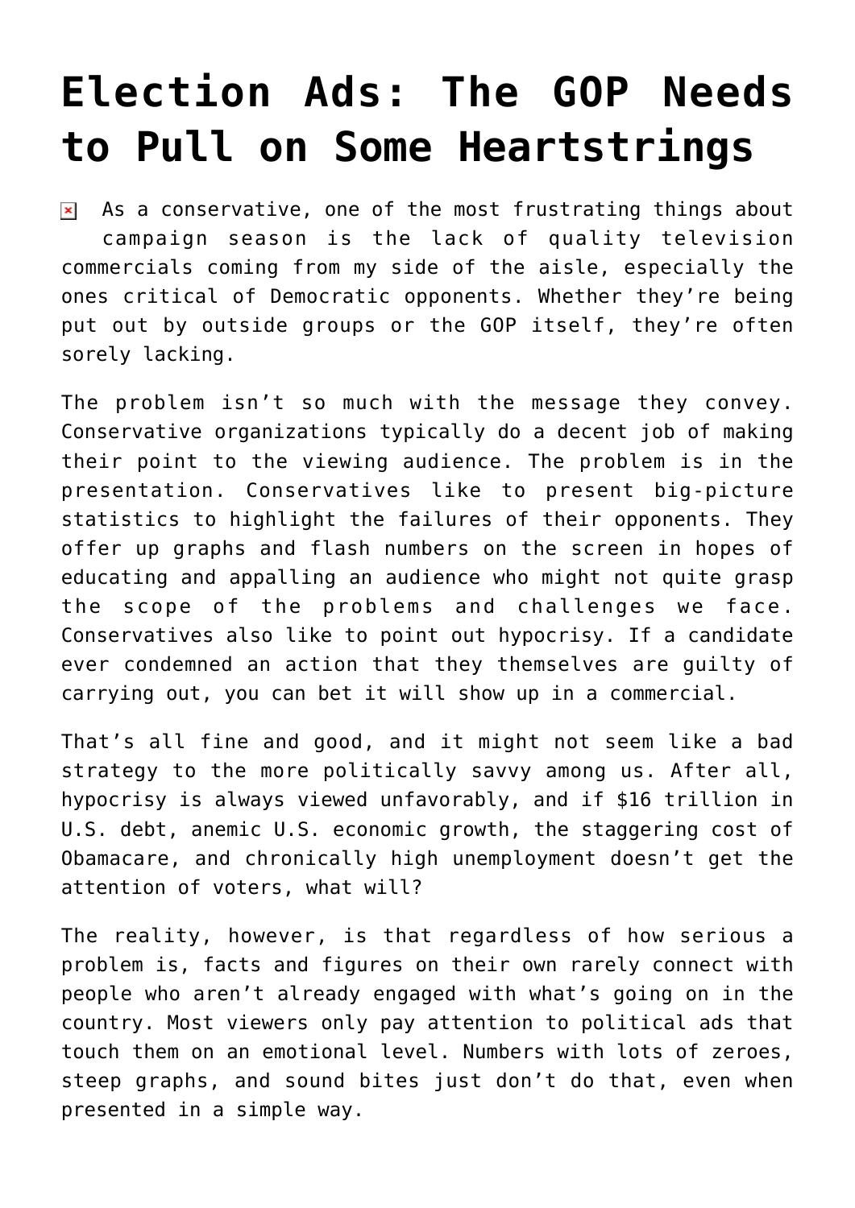# Election Ads: The GOP Needs to Pull on Some Heartstrings

As a conservative, one of the most frustrating things about campaign season is the lack of quality television commercials coming from my side of the aisle, especially the ones critical of Democratic opponents. Whether they're being put out by outside groups or the GOP itself, they're often sorely lacking.

The problem isn't so much with the message they convey. Conservative organizations typically do a decent job of making their point to the viewing audience. The problem is in the presentation. Conservatives like to present big-picture statistics to highlight the failures of their opponents. They offer up graphs and flash numbers on the screen in hopes of educating and appalling an audience who might not quite grasp the scope of the problems and challenges we face. Conservatives also like to point out hypocrisy. If a candidate ever condemned an action that they themselves are guilty of carrying out, you can bet it will show up in a commercial.

That's all fine and good, and it might not seem like a bad strategy to the more politically savvy among us. After all, hypocrisy is always viewed unfavorably, and if $16 trillion in U.S. debt, anemic U.S. economic growth, the staggering cost of Obamacare, and chronically high unemployment doesn't get the attention of voters, what will?

The reality, however, is that regardless of how serious a problem is, facts and figures on their own rarely connect with people who aren't already engaged with what's going on in the country. Most viewers only pay attention to political ads that touch them on an emotional level. Numbers with lots of zeroes, steep graphs, and sound bites just don't do that, even when presented in a simple way.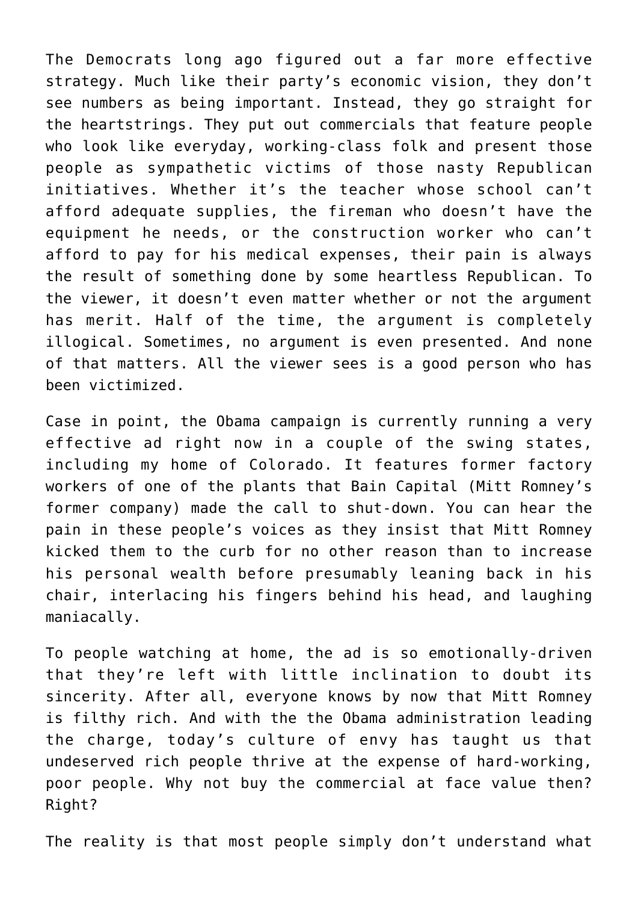The Democrats long ago figured out a far more effective strategy. Much like their party's economic vision, they don't see numbers as being important. Instead, they go straight for the heartstrings. They put out commercials that feature people who look like everyday, working-class folk and present those people as sympathetic victims of those nasty Republican initiatives. Whether it's the teacher whose school can't afford adequate supplies, the fireman who doesn't have the equipment he needs, or the construction worker who can't afford to pay for his medical expenses, their pain is always the result of something done by some heartless Republican. To the viewer, it doesn't even matter whether or not the argument has merit. Half of the time, the argument is completely illogical. Sometimes, no argument is even presented. And none of that matters. All the viewer sees is a good person who has been victimized.

Case in point, the Obama campaign is currently running a very effective ad right now in a couple of the swing states, including my home of Colorado. It features former factory workers of one of the plants that Bain Capital (Mitt Romney's former company) made the call to shut-down. You can hear the pain in these people's voices as they insist that Mitt Romney kicked them to the curb for no other reason than to increase his personal wealth before presumably leaning back in his chair, interlacing his fingers behind his head, and laughing maniacally.

To people watching at home, the ad is so emotionally-driven that they're left with little inclination to doubt its sincerity. After all, everyone knows by now that Mitt Romney is filthy rich. And with the the Obama administration leading the charge, today's culture of envy has taught us that undeserved rich people thrive at the expense of hard-working, poor people. Why not buy the commercial at face value then? Right?

The reality is that most people simply don't understand what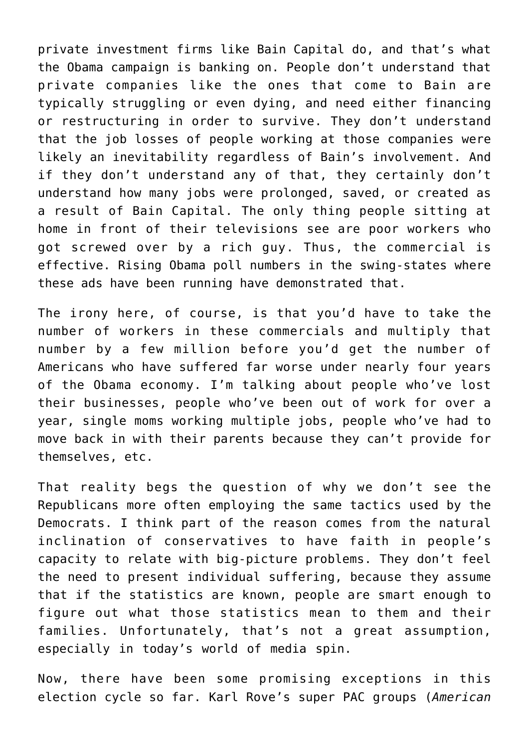private investment firms like Bain Capital do, and that's what the Obama campaign is banking on. People don't understand that private companies like the ones that come to Bain are typically struggling or even dying, and need either financing or restructuring in order to survive. They don't understand that the job losses of people working at those companies were likely an inevitability regardless of Bain's involvement. And if they don't understand any of that, they certainly don't understand how many jobs were prolonged, saved, or created as a result of Bain Capital. The only thing people sitting at home in front of their televisions see are poor workers who got screwed over by a rich guy. Thus, the commercial is effective. Rising Obama poll numbers in the swing-states where these ads have been running have demonstrated that.

The irony here, of course, is that you'd have to take the number of workers in these commercials and multiply that number by a few million before you'd get the number of Americans who have suffered far worse under nearly four years of the Obama economy. I'm talking about people who've lost their businesses, people who've been out of work for over a year, single moms working multiple jobs, people who've had to move back in with their parents because they can't provide for themselves, etc.

That reality begs the question of why we don't see the Republicans more often employing the same tactics used by the Democrats. I think part of the reason comes from the natural inclination of conservatives to have faith in people's capacity to relate with big-picture problems. They don't feel the need to present individual suffering, because they assume that if the statistics are known, people are smart enough to figure out what those statistics mean to them and their families. Unfortunately, that's not a great assumption, especially in today's world of media spin.

Now, there have been some promising exceptions in this election cycle so far. Karl Rove's super PAC groups (*American*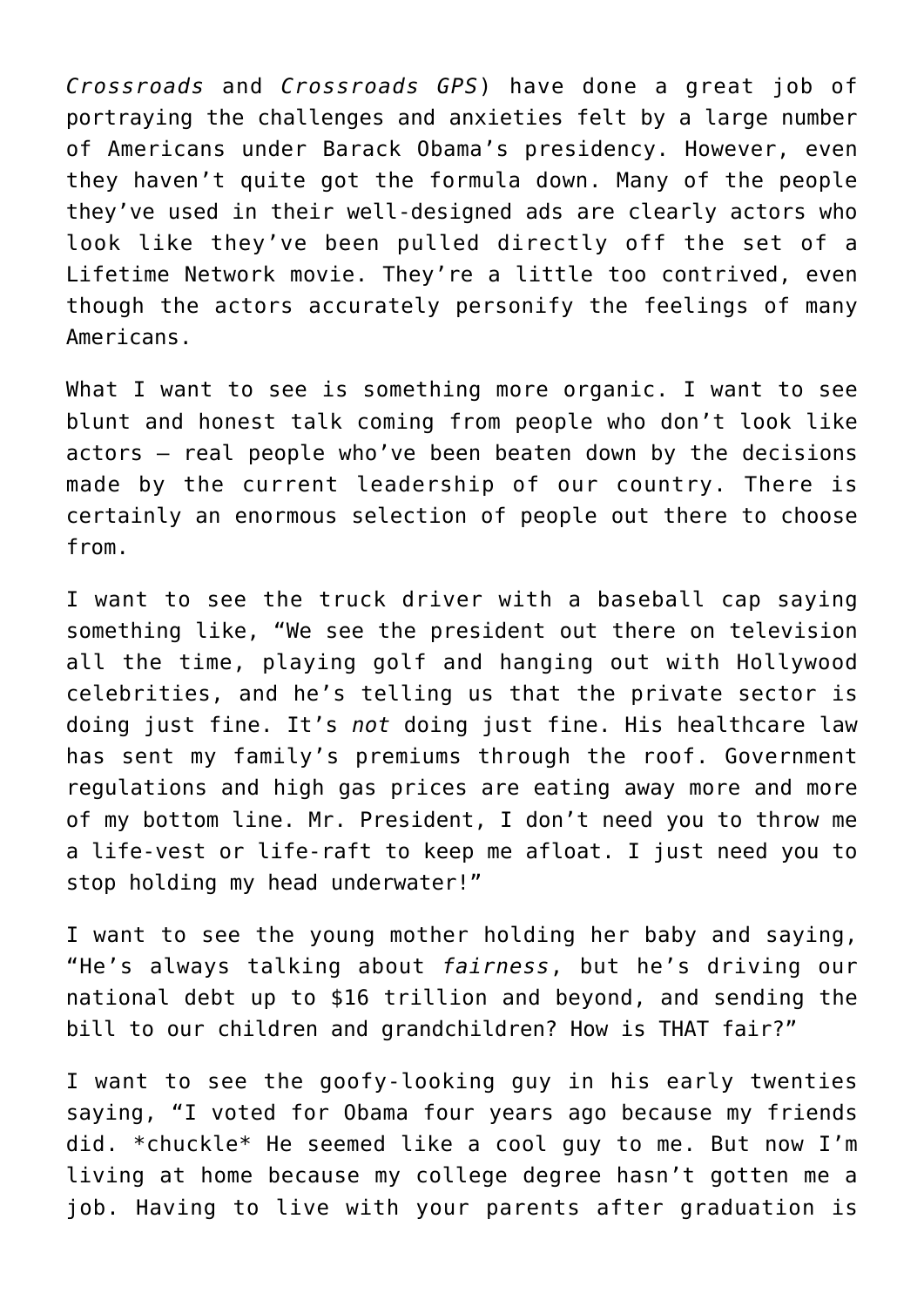*Crossroads* and *Crossroads GPS*) have done a great job of portraying the challenges and anxieties felt by a large number of Americans under Barack Obama's presidency. However, even they haven't quite got the formula down. Many of the people they've used in their well-designed ads are clearly actors who look like they've been pulled directly off the set of a Lifetime Network movie. They're a little too contrived, even though the actors accurately personify the feelings of many Americans.

What I want to see is something more organic. I want to see blunt and honest talk coming from people who don't look like actors – real people who've been beaten down by the decisions made by the current leadership of our country. There is certainly an enormous selection of people out there to choose from.

I want to see the truck driver with a baseball cap saying something like, "We see the president out there on television all the time, playing golf and hanging out with Hollywood celebrities, and he's telling us that the private sector is doing just fine. It's *not* doing just fine. His healthcare law has sent my family's premiums through the roof. Government regulations and high gas prices are eating away more and more of my bottom line. Mr. President, I don't need you to throw me a life-vest or life-raft to keep me afloat. I just need you to stop holding my head underwater!"

I want to see the young mother holding her baby and saying, "He's always talking about *fairness*, but he's driving our national debt up to $16 trillion and beyond, and sending the bill to our children and grandchildren? How is THAT fair?"

I want to see the goofy-looking guy in his early twenties saying, "I voted for Obama four years ago because my friends did. *chuckle* He seemed like a cool guy to me. But now I'm living at home because my college degree hasn't gotten me a job. Having to live with your parents after graduation is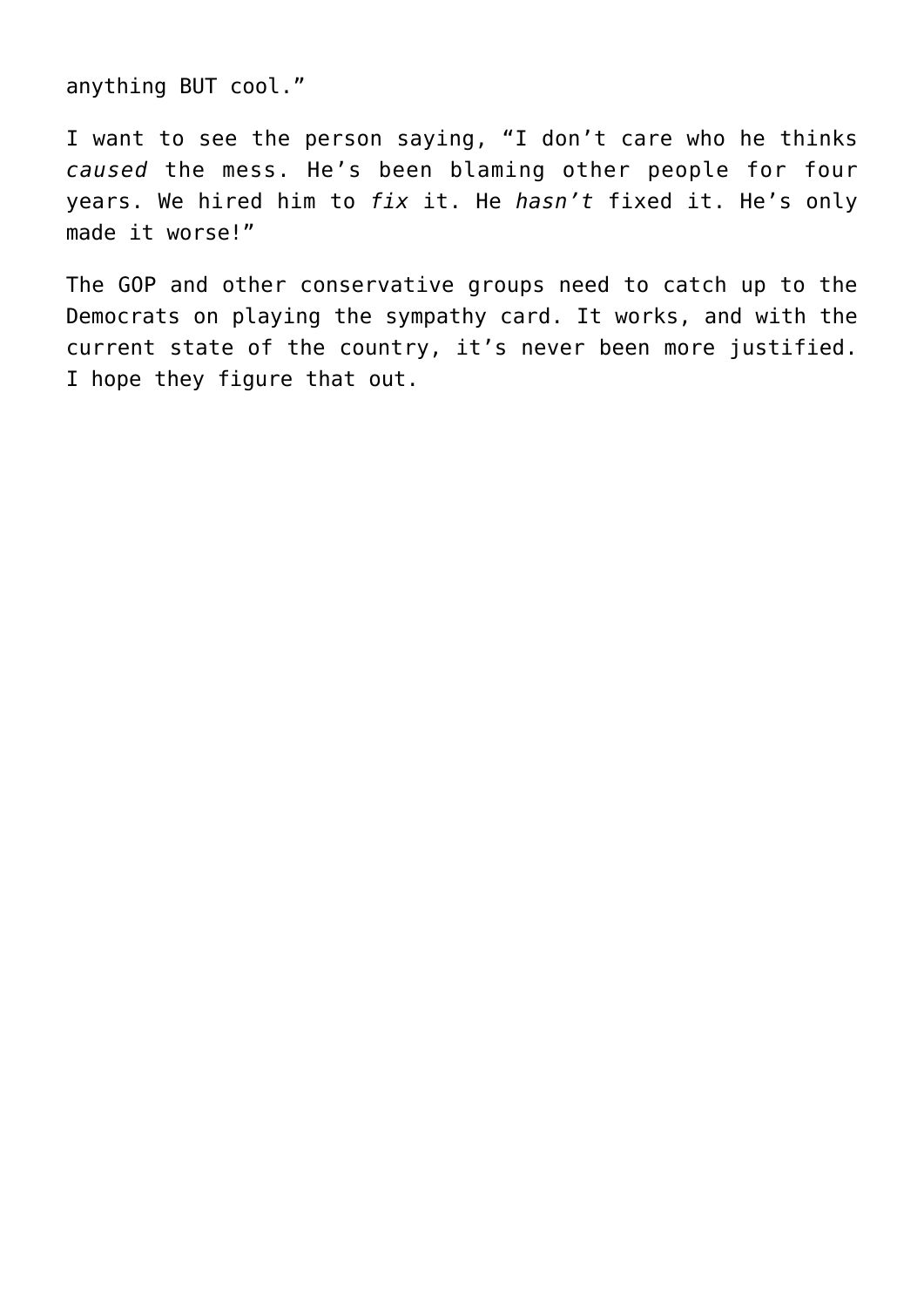anything BUT cool."

I want to see the person saying, "I don't care who he thinks *caused* the mess. He's been blaming other people for four years. We hired him to *fix* it. He *hasn't* fixed it. He's only made it worse!"

The GOP and other conservative groups need to catch up to the Democrats on playing the sympathy card. It works, and with the current state of the country, it's never been more justified. I hope they figure that out.